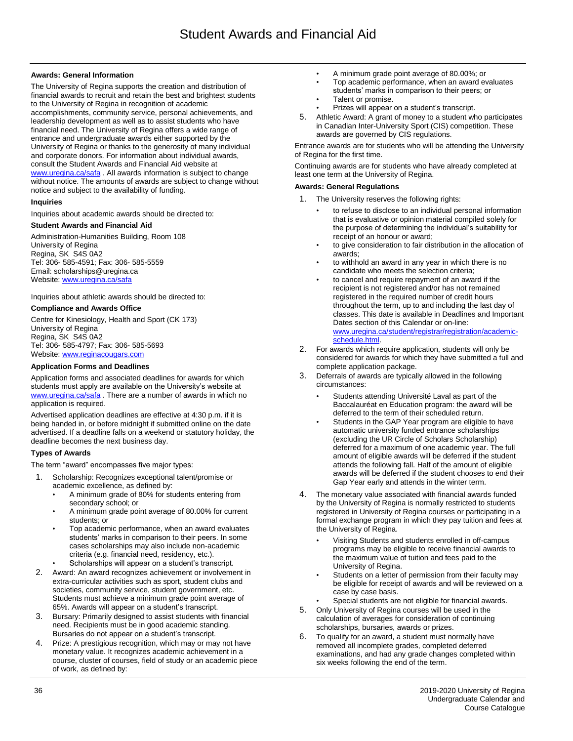# Student Awards and Financial Aid

### Awards: General Information

The University of Regina supports the creation and distribution of financial awards to recruit and retain the best and brightest students to the University of Regina in recognition of academic accomplishments, community service, personal achievements, and leadership development as well as to assist students who have financial need. The University of Regina offers a wide range of entrance and undergraduate awards either supported by the University of Regina or thanks to the generosity of many individual and corporate donors. For information about individual awards, consult the Student Awards and Financial Aid website at www.uregina.ca/safa . All awards information is subject to change without notice. The amounts of awards are subject to change without notice and subject to the availability of funding.

### Inquiries

Inquiries about academic awards should be directed to:

**Student Awards and Financial Aid**

Administration-Humanities Building, Room 108
University of Regina
Regina, SK S4S 0A2
Tel: 306- 585-4591; Fax: 306- 585-5559
Email: scholarships@uregina.ca
Website: www.uregina.ca/safa

Inquiries about athletic awards should be directed to:

**Compliance and Awards Office**

Centre for Kinesiology, Health and Sport (CK 173)
University of Regina
Regina, SK S4S 0A2
Tel: 306- 585-4797; Fax: 306- 585-5693
Website: www.reginacougars.com

### Application Forms and Deadlines

Application forms and associated deadlines for awards for which students must apply are available on the University's website at www.uregina.ca/safa . There are a number of awards in which no application is required.

Advertised application deadlines are effective at 4:30 p.m. if it is being handed in, or before midnight if submitted online on the date advertised. If a deadline falls on a weekend or statutory holiday, the deadline becomes the next business day.

### Types of Awards

The term "award" encompasses five major types:

1. Scholarship: Recognizes exceptional talent/promise or academic excellence, as defined by:
   - A minimum grade of 80% for students entering from secondary school; or
   - A minimum grade point average of 80.00% for current students; or
   - Top academic performance, when an award evaluates students' marks in comparison to their peers. In some cases scholarships may also include non-academic criteria (e.g. financial need, residency, etc.).
   - Scholarships will appear on a student's transcript.
2. Award: An award recognizes achievement or involvement in extra-curricular activities such as sport, student clubs and societies, community service, student government, etc. Students must achieve a minimum grade point average of 65%. Awards will appear on a student's transcript.
3. Bursary: Primarily designed to assist students with financial need. Recipients must be in good academic standing. Bursaries do not appear on a student's transcript.
4. Prize: A prestigious recognition, which may or may not have monetary value. It recognizes academic achievement in a course, cluster of courses, field of study or an academic piece of work, as defined by:
   - A minimum grade point average of 80.00%; or
   - Top academic performance, when an award evaluates students' marks in comparison to their peers; or
   - Talent or promise.
   - Prizes will appear on a student's transcript.
5. Athletic Award: A grant of money to a student who participates in Canadian Inter-University Sport (CIS) competition. These awards are governed by CIS regulations.

Entrance awards are for students who will be attending the University of Regina for the first time.

Continuing awards are for students who have already completed at least one term at the University of Regina.

### Awards: General Regulations

1. The University reserves the following rights:
   - to refuse to disclose to an individual personal information that is evaluative or opinion material compiled solely for the purpose of determining the individual's suitability for receipt of an honour or award;
   - to give consideration to fair distribution in the allocation of awards;
   - to withhold an award in any year in which there is no candidate who meets the selection criteria;
   - to cancel and require repayment of an award if the recipient is not registered and/or has not remained registered in the required number of credit hours throughout the term, up to and including the last day of classes. This date is available in Deadlines and Important Dates section of this Calendar or on-line: www.uregina.ca/student/registrar/registration/academic-schedule.html.
2. For awards which require application, students will only be considered for awards for which they have submitted a full and complete application package.
3. Deferrals of awards are typically allowed in the following circumstances:
   - Students attending Université Laval as part of the Baccalauréat en Education program: the award will be deferred to the term of their scheduled return.
   - Students in the GAP Year program are eligible to have automatic university funded entrance scholarships (excluding the UR Circle of Scholars Scholarship) deferred for a maximum of one academic year. The full amount of eligible awards will be deferred if the student attends the following fall. Half of the amount of eligible awards will be deferred if the student chooses to end their Gap Year early and attends in the winter term.
4. The monetary value associated with financial awards funded by the University of Regina is normally restricted to students registered in University of Regina courses or participating in a formal exchange program in which they pay tuition and fees at the University of Regina.
   - Visiting Students and students enrolled in off-campus programs may be eligible to receive financial awards to the maximum value of tuition and fees paid to the University of Regina.
   - Students on a letter of permission from their faculty may be eligible for receipt of awards and will be reviewed on a case by case basis.
   - Special students are not eligible for financial awards.
5. Only University of Regina courses will be used in the calculation of averages for consideration of continuing scholarships, bursaries, awards or prizes.
6. To qualify for an award, a student must normally have removed all incomplete grades, completed deferred examinations, and had any grade changes completed within six weeks following the end of the term.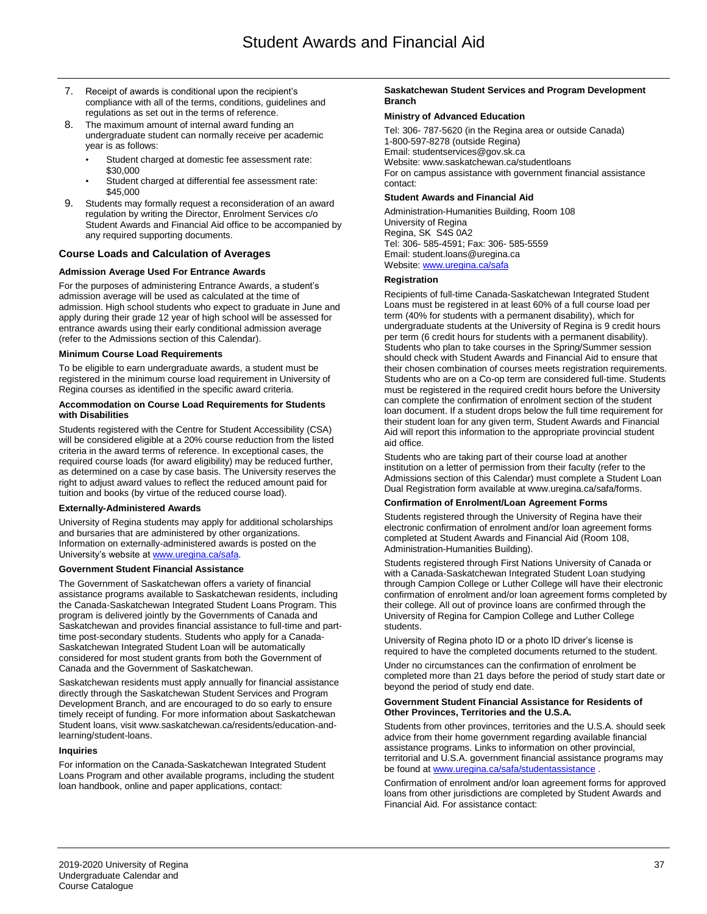7. Receipt of awards is conditional upon the recipient's compliance with all of the terms, conditions, guidelines and regulations as set out in the terms of reference.
8. The maximum amount of internal award funding an undergraduate student can normally receive per academic year is as follows:
   - Student charged at domestic fee assessment rate: $30,000
   - Student charged at differential fee assessment rate: $45,000
9. Students may formally request a reconsideration of an award regulation by writing the Director, Enrolment Services c/o Student Awards and Financial Aid office to be accompanied by any required supporting documents.

## Course Loads and Calculation of Averages

**Admission Average Used For Entrance Awards**

For the purposes of administering Entrance Awards, a student's admission average will be used as calculated at the time of admission. High school students who expect to graduate in June and apply during their grade 12 year of high school will be assessed for entrance awards using their early conditional admission average (refer to the Admissions section of this Calendar).

**Minimum Course Load Requirements**

To be eligible to earn undergraduate awards, a student must be registered in the minimum course load requirement in University of Regina courses as identified in the specific award criteria.

**Accommodation on Course Load Requirements for Students with Disabilities**

Students registered with the Centre for Student Accessibility (CSA) will be considered eligible at a 20% course reduction from the listed criteria in the award terms of reference. In exceptional cases, the required course loads (for award eligibility) may be reduced further, as determined on a case by case basis. The University reserves the right to adjust award values to reflect the reduced amount paid for tuition and books (by virtue of the reduced course load).

**Externally-Administered Awards**

University of Regina students may apply for additional scholarships and bursaries that are administered by other organizations. Information on externally-administered awards is posted on the University's website at www.uregina.ca/safa.

**Government Student Financial Assistance**

The Government of Saskatchewan offers a variety of financial assistance programs available to Saskatchewan residents, including the Canada-Saskatchewan Integrated Student Loans Program. This program is delivered jointly by the Governments of Canada and Saskatchewan and provides financial assistance to full-time and part-time post-secondary students. Students who apply for a Canada-Saskatchewan Integrated Student Loan will be automatically considered for most student grants from both the Government of Canada and the Government of Saskatchewan.

Saskatchewan residents must apply annually for financial assistance directly through the Saskatchewan Student Services and Program Development Branch, and are encouraged to do so early to ensure timely receipt of funding. For more information about Saskatchewan Student loans, visit www.saskatchewan.ca/residents/education-and-learning/student-loans.

**Inquiries**

For information on the Canada-Saskatchewan Integrated Student Loans Program and other available programs, including the student loan handbook, online and paper applications, contact:

**Saskatchewan Student Services and Program Development Branch**

**Ministry of Advanced Education**

Tel: 306- 787-5620 (in the Regina area or outside Canada)
1-800-597-8278 (outside Regina)
Email: studentservices@gov.sk.ca
Website: www.saskatchewan.ca/studentloans
For on campus assistance with government financial assistance contact:

**Student Awards and Financial Aid**

Administration-Humanities Building, Room 108
University of Regina
Regina, SK S4S 0A2
Tel: 306- 585-4591; Fax: 306- 585-5559
Email: student.loans@uregina.ca
Website: www.uregina.ca/safa

**Registration**

Recipients of full-time Canada-Saskatchewan Integrated Student Loans must be registered in at least 60% of a full course load per term (40% for students with a permanent disability), which for undergraduate students at the University of Regina is 9 credit hours per term (6 credit hours for students with a permanent disability). Students who plan to take courses in the Spring/Summer session should check with Student Awards and Financial Aid to ensure that their chosen combination of courses meets registration requirements. Students who are on a Co-op term are considered full-time. Students must be registered in the required credit hours before the University can complete the confirmation of enrolment section of the student loan document. If a student drops below the full time requirement for their student loan for any given term, Student Awards and Financial Aid will report this information to the appropriate provincial student aid office.

Students who are taking part of their course load at another institution on a letter of permission from their faculty (refer to the Admissions section of this Calendar) must complete a Student Loan Dual Registration form available at www.uregina.ca/safa/forms.

**Confirmation of Enrolment/Loan Agreement Forms**

Students registered through the University of Regina have their electronic confirmation of enrolment and/or loan agreement forms completed at Student Awards and Financial Aid (Room 108, Administration-Humanities Building).

Students registered through First Nations University of Canada or with a Canada-Saskatchewan Integrated Student Loan studying through Campion College or Luther College will have their electronic confirmation of enrolment and/or loan agreement forms completed by their college. All out of province loans are confirmed through the University of Regina for Campion College and Luther College students.

University of Regina photo ID or a photo ID driver's license is required to have the completed documents returned to the student.

Under no circumstances can the confirmation of enrolment be completed more than 21 days before the period of study start date or beyond the period of study end date.

**Government Student Financial Assistance for Residents of Other Provinces, Territories and the U.S.A.**

Students from other provinces, territories and the U.S.A. should seek advice from their home government regarding available financial assistance programs. Links to information on other provincial, territorial and U.S.A. government financial assistance programs may be found at www.uregina.ca/safa/studentassistance .

Confirmation of enrolment and/or loan agreement forms for approved loans from other jurisdictions are completed by Student Awards and Financial Aid. For assistance contact: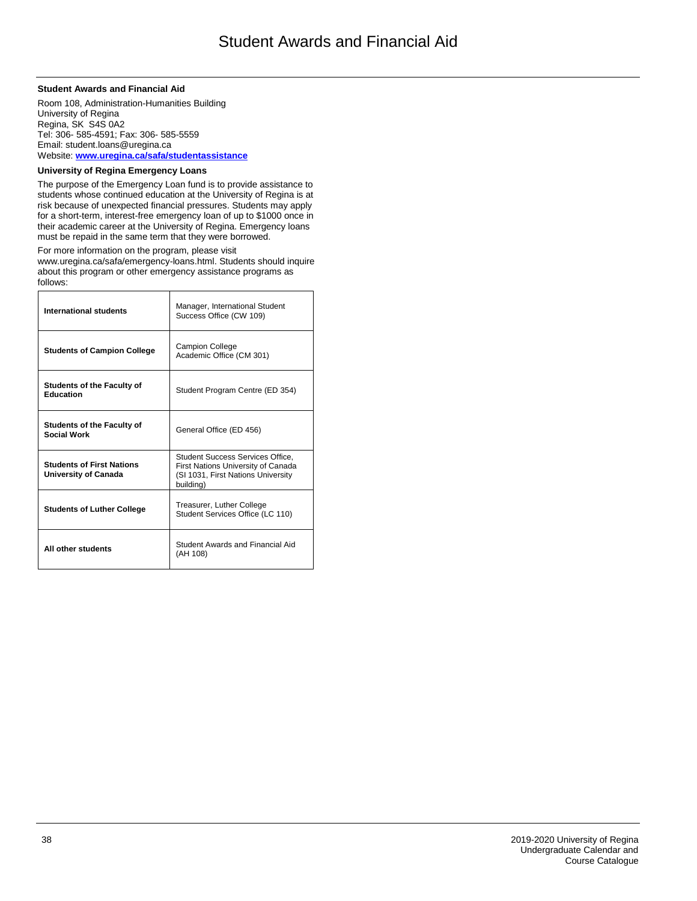# Student Awards and Financial Aid

### Student Awards and Financial Aid

Room 108, Administration-Humanities Building
University of Regina
Regina, SK S4S 0A2
Tel: 306- 585-4591; Fax: 306- 585-5559
Email: student.loans@uregina.ca
Website: **www.uregina.ca/safa/studentassistance**

### University of Regina Emergency Loans

The purpose of the Emergency Loan fund is to provide assistance to students whose continued education at the University of Regina is at risk because of unexpected financial pressures. Students may apply for a short-term, interest-free emergency loan of up to $1000 once in their academic career at the University of Regina. Emergency loans must be repaid in the same term that they were borrowed.

For more information on the program, please visit www.uregina.ca/safa/emergency-loans.html. Students should inquire about this program or other emergency assistance programs as follows:

| | |
|---|---|
| **International students** | Manager, International Student Success Office (CW 109) |
| **Students of Campion College** | Campion College Academic Office (CM 301) |
| **Students of the Faculty of Education** | Student Program Centre (ED 354) |
| **Students of the Faculty of Social Work** | General Office (ED 456) |
| **Students of First Nations University of Canada** | Student Success Services Office, First Nations University of Canada (SI 1031, First Nations University building) |
| **Students of Luther College** | Treasurer, Luther College Student Services Office (LC 110) |
| **All other students** | Student Awards and Financial Aid (AH 108) |